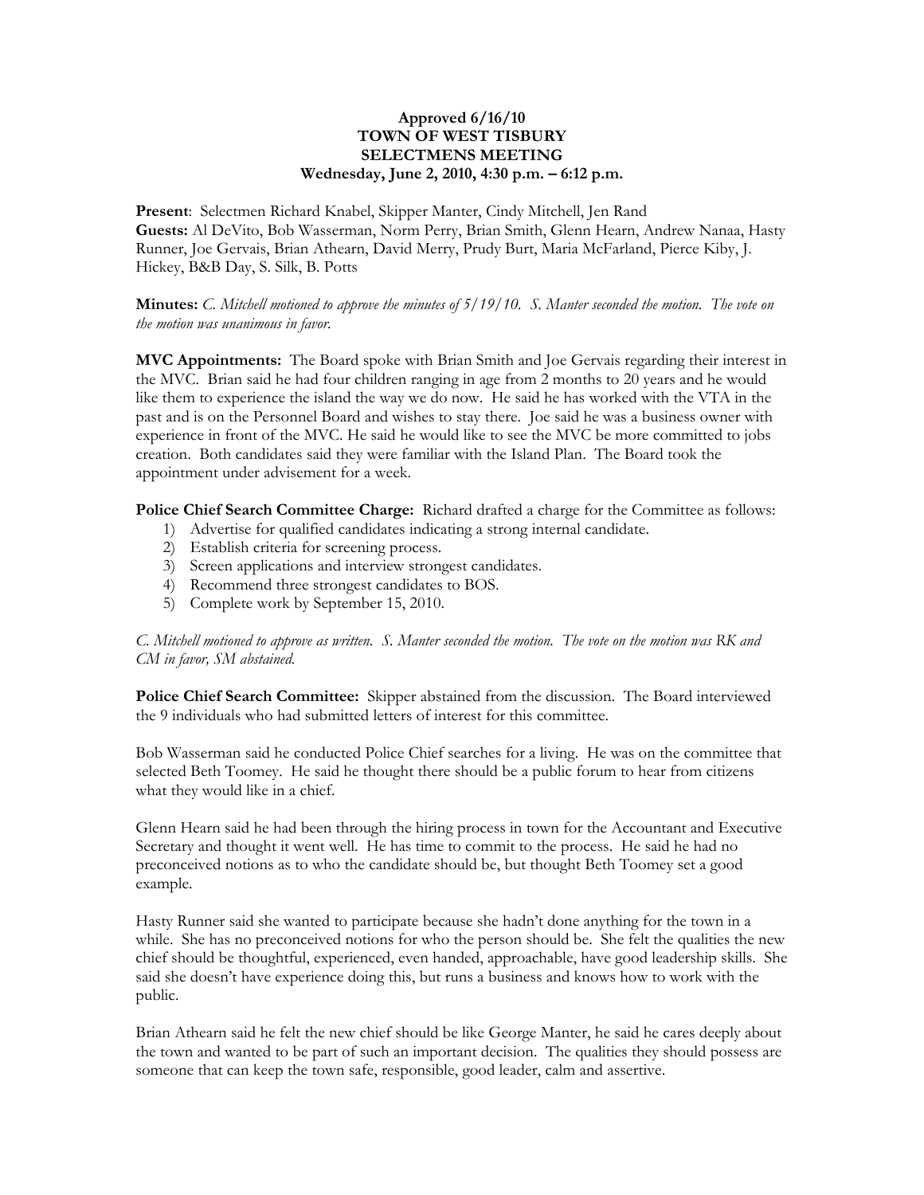**Approved 6/16/10**
**TOWN OF WEST TISBURY**
**SELECTMENS MEETING**
**Wednesday, June 2, 2010, 4:30 p.m. – 6:12 p.m.**

**Present**: Selectmen Richard Knabel, Skipper Manter, Cindy Mitchell, Jen Rand
**Guests:** Al DeVito, Bob Wasserman, Norm Perry, Brian Smith, Glenn Hearn, Andrew Nanaa, Hasty Runner, Joe Gervais, Brian Athearn, David Merry, Prudy Burt, Maria McFarland, Pierce Kiby, J. Hickey, B&B Day, S. Silk, B. Potts

**Minutes:** *C. Mitchell motioned to approve the minutes of 5/19/10. S. Manter seconded the motion. The vote on the motion was unanimous in favor.*

**MVC Appointments:** The Board spoke with Brian Smith and Joe Gervais regarding their interest in the MVC. Brian said he had four children ranging in age from 2 months to 20 years and he would like them to experience the island the way we do now. He said he has worked with the VTA in the past and is on the Personnel Board and wishes to stay there. Joe said he was a business owner with experience in front of the MVC. He said he would like to see the MVC be more committed to jobs creation. Both candidates said they were familiar with the Island Plan. The Board took the appointment under advisement for a week.

**Police Chief Search Committee Charge:** Richard drafted a charge for the Committee as follows:

1) Advertise for qualified candidates indicating a strong internal candidate.
2) Establish criteria for screening process.
3) Screen applications and interview strongest candidates.
4) Recommend three strongest candidates to BOS.
5) Complete work by September 15, 2010.

*C. Mitchell motioned to approve as written. S. Manter seconded the motion. The vote on the motion was RK and CM in favor, SM abstained.*

**Police Chief Search Committee:** Skipper abstained from the discussion. The Board interviewed the 9 individuals who had submitted letters of interest for this committee.

Bob Wasserman said he conducted Police Chief searches for a living. He was on the committee that selected Beth Toomey. He said he thought there should be a public forum to hear from citizens what they would like in a chief.

Glenn Hearn said he had been through the hiring process in town for the Accountant and Executive Secretary and thought it went well. He has time to commit to the process. He said he had no preconceived notions as to who the candidate should be, but thought Beth Toomey set a good example.

Hasty Runner said she wanted to participate because she hadn't done anything for the town in a while. She has no preconceived notions for who the person should be. She felt the qualities the new chief should be thoughtful, experienced, even handed, approachable, have good leadership skills. She said she doesn't have experience doing this, but runs a business and knows how to work with the public.

Brian Athearn said he felt the new chief should be like George Manter, he said he cares deeply about the town and wanted to be part of such an important decision. The qualities they should possess are someone that can keep the town safe, responsible, good leader, calm and assertive.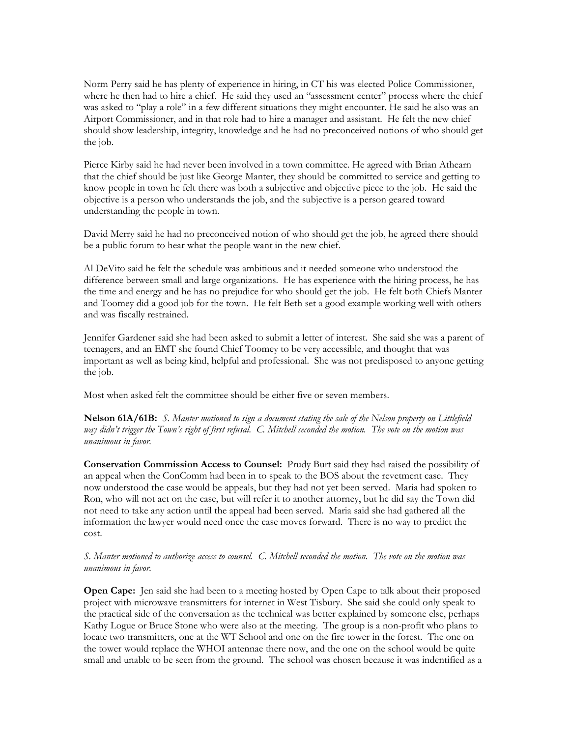Norm Perry said he has plenty of experience in hiring, in CT his was elected Police Commissioner, where he then had to hire a chief. He said they used an "assessment center" process where the chief was asked to "play a role" in a few different situations they might encounter. He said he also was an Airport Commissioner, and in that role had to hire a manager and assistant. He felt the new chief should show leadership, integrity, knowledge and he had no preconceived notions of who should get the job.

Pierce Kirby said he had never been involved in a town committee. He agreed with Brian Athearn that the chief should be just like George Manter, they should be committed to service and getting to know people in town he felt there was both a subjective and objective piece to the job. He said the objective is a person who understands the job, and the subjective is a person geared toward understanding the people in town.

David Merry said he had no preconceived notion of who should get the job, he agreed there should be a public forum to hear what the people want in the new chief.

Al DeVito said he felt the schedule was ambitious and it needed someone who understood the difference between small and large organizations. He has experience with the hiring process, he has the time and energy and he has no prejudice for who should get the job. He felt both Chiefs Manter and Toomey did a good job for the town. He felt Beth set a good example working well with others and was fiscally restrained.

Jennifer Gardener said she had been asked to submit a letter of interest. She said she was a parent of teenagers, and an EMT she found Chief Toomey to be very accessible, and thought that was important as well as being kind, helpful and professional. She was not predisposed to anyone getting the job.

Most when asked felt the committee should be either five or seven members.

**Nelson 61A/61B:** *S. Manter motioned to sign a document stating the sale of the Nelson property on Littlefield way didn't trigger the Town's right of first refusal. C. Mitchell seconded the motion. The vote on the motion was unanimous in favor.*

**Conservation Commission Access to Counsel:** Prudy Burt said they had raised the possibility of an appeal when the ConComm had been in to speak to the BOS about the revetment case. They now understood the case would be appeals, but they had not yet been served. Maria had spoken to Ron, who will not act on the case, but will refer it to another attorney, but he did say the Town did not need to take any action until the appeal had been served. Maria said she had gathered all the information the lawyer would need once the case moves forward. There is no way to predict the cost.

*S. Manter motioned to authorize access to counsel. C. Mitchell seconded the motion. The vote on the motion was unanimous in favor.*

**Open Cape:** Jen said she had been to a meeting hosted by Open Cape to talk about their proposed project with microwave transmitters for internet in West Tisbury. She said she could only speak to the practical side of the conversation as the technical was better explained by someone else, perhaps Kathy Logue or Bruce Stone who were also at the meeting. The group is a non-profit who plans to locate two transmitters, one at the WT School and one on the fire tower in the forest. The one on the tower would replace the WHOI antennae there now, and the one on the school would be quite small and unable to be seen from the ground. The school was chosen because it was indentified as a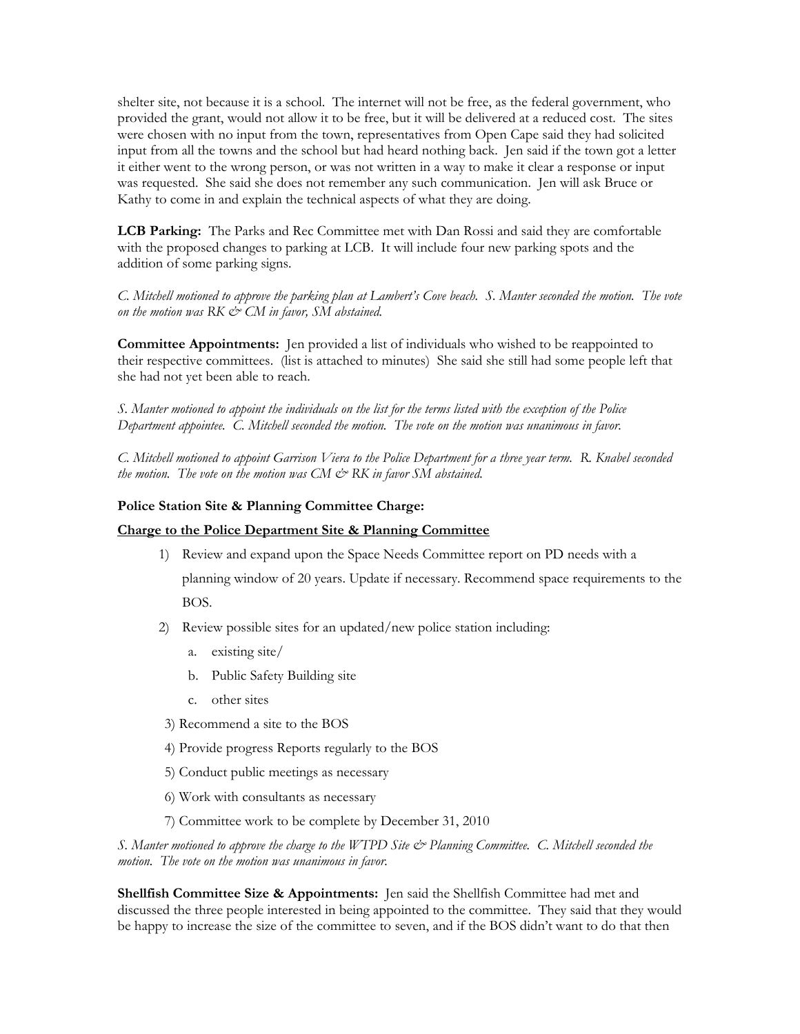shelter site, not because it is a school. The internet will not be free, as the federal government, who provided the grant, would not allow it to be free, but it will be delivered at a reduced cost. The sites were chosen with no input from the town, representatives from Open Cape said they had solicited input from all the towns and the school but had heard nothing back. Jen said if the town got a letter it either went to the wrong person, or was not written in a way to make it clear a response or input was requested. She said she does not remember any such communication. Jen will ask Bruce or Kathy to come in and explain the technical aspects of what they are doing.

**LCB Parking:** The Parks and Rec Committee met with Dan Rossi and said they are comfortable with the proposed changes to parking at LCB. It will include four new parking spots and the addition of some parking signs.

*C. Mitchell motioned to approve the parking plan at Lambert's Cove beach. S. Manter seconded the motion. The vote on the motion was RK & CM in favor, SM abstained.*

**Committee Appointments:** Jen provided a list of individuals who wished to be reappointed to their respective committees. (list is attached to minutes) She said she still had some people left that she had not yet been able to reach.

*S. Manter motioned to appoint the individuals on the list for the terms listed with the exception of the Police Department appointee. C. Mitchell seconded the motion. The vote on the motion was unanimous in favor.*

*C. Mitchell motioned to appoint Garrison Viera to the Police Department for a three year term. R. Knabel seconded the motion. The vote on the motion was CM & RK in favor SM abstained.*

**Police Station Site & Planning Committee Charge:**

**Charge to the Police Department Site & Planning Committee**

1) Review and expand upon the Space Needs Committee report on PD needs with a planning window of 20 years. Update if necessary. Recommend space requirements to the BOS.
2) Review possible sites for an updated/new police station including:
   a. existing site/
   b. Public Safety Building site
   c. other sites
3) Recommend a site to the BOS
4) Provide progress Reports regularly to the BOS
5) Conduct public meetings as necessary
6) Work with consultants as necessary
7) Committee work to be complete by December 31, 2010

*S. Manter motioned to approve the charge to the WTPD Site & Planning Committee. C. Mitchell seconded the motion. The vote on the motion was unanimous in favor.*

**Shellfish Committee Size & Appointments:** Jen said the Shellfish Committee had met and discussed the three people interested in being appointed to the committee. They said that they would be happy to increase the size of the committee to seven, and if the BOS didn't want to do that then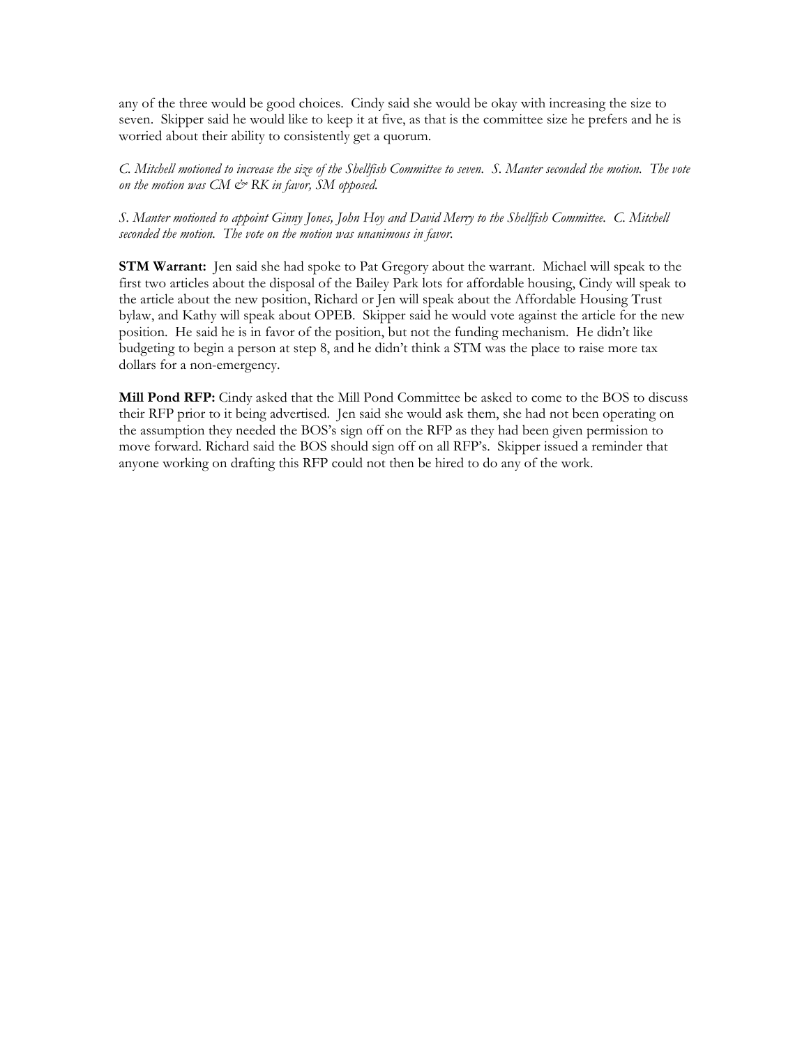any of the three would be good choices. Cindy said she would be okay with increasing the size to seven. Skipper said he would like to keep it at five, as that is the committee size he prefers and he is worried about their ability to consistently get a quorum.

*C. Mitchell motioned to increase the size of the Shellfish Committee to seven. S. Manter seconded the motion. The vote on the motion was CM & RK in favor, SM opposed.*

*S. Manter motioned to appoint Ginny Jones, John Hoy and David Merry to the Shellfish Committee. C. Mitchell seconded the motion. The vote on the motion was unanimous in favor.*

**STM Warrant:** Jen said she had spoke to Pat Gregory about the warrant. Michael will speak to the first two articles about the disposal of the Bailey Park lots for affordable housing, Cindy will speak to the article about the new position, Richard or Jen will speak about the Affordable Housing Trust bylaw, and Kathy will speak about OPEB. Skipper said he would vote against the article for the new position. He said he is in favor of the position, but not the funding mechanism. He didn't like budgeting to begin a person at step 8, and he didn't think a STM was the place to raise more tax dollars for a non-emergency.

**Mill Pond RFP:** Cindy asked that the Mill Pond Committee be asked to come to the BOS to discuss their RFP prior to it being advertised. Jen said she would ask them, she had not been operating on the assumption they needed the BOS's sign off on the RFP as they had been given permission to move forward. Richard said the BOS should sign off on all RFP's. Skipper issued a reminder that anyone working on drafting this RFP could not then be hired to do any of the work.